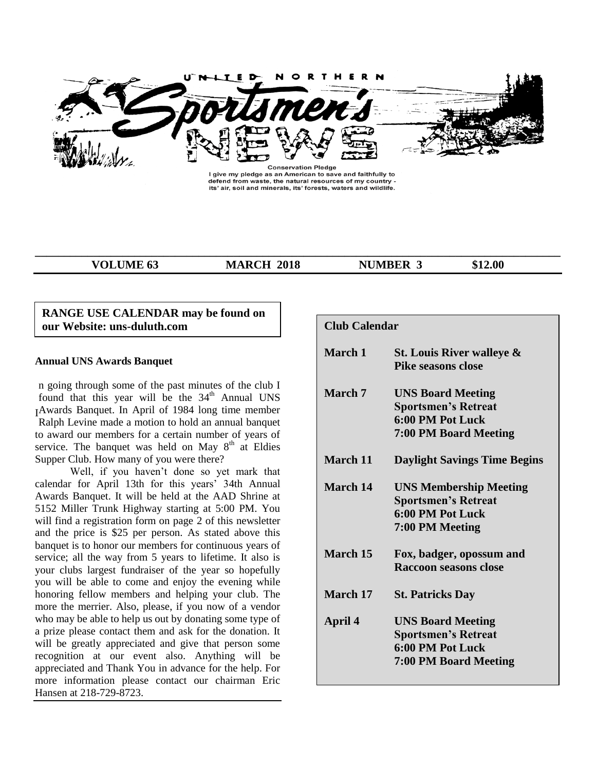# UNITED NORTHERN Sportsmen's NEWS

**Conservation Pledge**
I give my pledge as an American to save and faithfully to defend from waste, the natural resources of my country - its' air, soil and minerals, its' forests, waters and wildlife.

**VOLUME 63** **MARCH 2018** **NUMBER 3** **$12.00**

**RANGE USE CALENDAR may be found on our Website: uns-duluth.com**

**Annual UNS Awards Banquet**

In going through some of the past minutes of the club I found that this year will be the 34th Annual UNS Awards Banquet. In April of 1984 long time member Ralph Levine made a motion to hold an annual banquet to award our members for a certain number of years of service. The banquet was held on May 8th at Eldies Supper Club. How many of you were there?

Well, if you haven't done so yet mark that calendar for April 13th for this years' 34th Annual Awards Banquet. It will be held at the AAD Shrine at 5152 Miller Trunk Highway starting at 5:00 PM. You will find a registration form on page 2 of this newsletter and the price is $25 per person. As stated above this banquet is to honor our members for continuous years of service; all the way from 5 years to lifetime. It also is your clubs largest fundraiser of the year so hopefully you will be able to come and enjoy the evening while honoring fellow members and helping your club. The more the merrier. Also, please, if you now of a vendor who may be able to help us out by donating some type of a prize please contact them and ask for the donation. It will be greatly appreciated and give that person some recognition at our event also. Anything will be appreciated and Thank You in advance for the help. For more information please contact our chairman Eric Hansen at 218-729-8723.

**Club Calendar**

| | |
|---|---|
| **March 1** | **St. Louis River walleye & Pike seasons close** |
| **March 7** | **UNS Board Meeting**<br>**Sportsmen's Retreat**<br>**6:00 PM Pot Luck**<br>**7:00 PM Board Meeting** |
| **March 11** | **Daylight Savings Time Begins** |
| **March 14** | **UNS Membership Meeting**<br>**Sportsmen's Retreat**<br>**6:00 PM Pot Luck**<br>**7:00 PM Meeting** |
| **March 15** | **Fox, badger, opossum and Raccoon seasons close** |
| **March 17** | **St. Patricks Day** |
| **April 4** | **UNS Board Meeting**<br>**Sportsmen's Retreat**<br>**6:00 PM Pot Luck**<br>**7:00 PM Board Meeting** |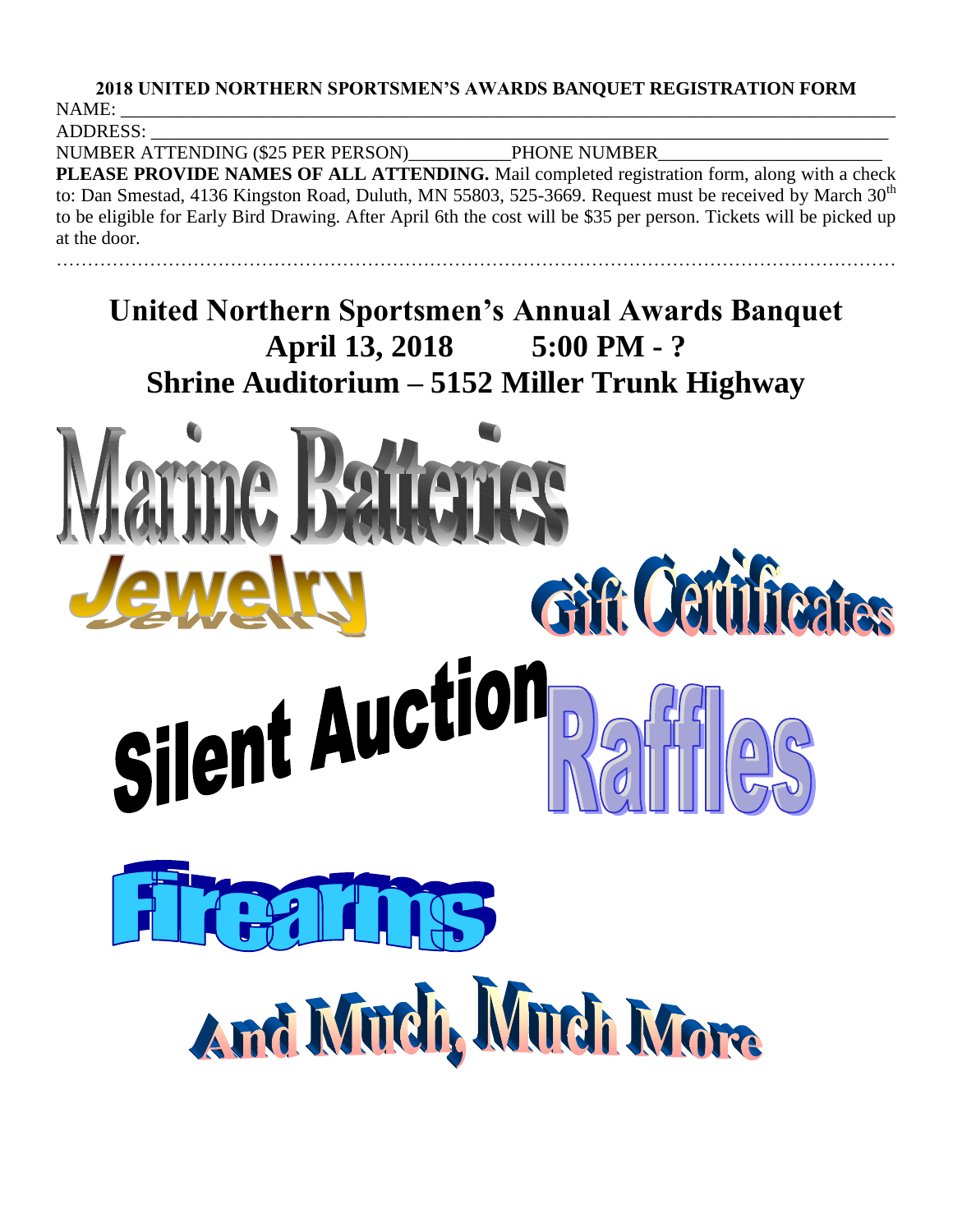**2018 UNITED NORTHERN SPORTSMEN'S AWARDS BANQUET REGISTRATION FORM**

NAME: ____________________________________________________________________________

ADDRESS: _________________________________________________________________________

NUMBER ATTENDING ($25 PER PERSON)___________PHONE NUMBER________________________

**PLEASE PROVIDE NAMES OF ALL ATTENDING.** Mail completed registration form, along with a check to: Dan Smestad, 4136 Kingston Road, Duluth, MN 55803, 525-3669. Request must be received by March 30th to be eligible for Early Bird Drawing. After April 6th the cost will be $35 per person. Tickets will be picked up at the door.

……………………………………………………………………………………………………………………

# United Northern Sportsmen's Annual Awards Banquet

## April 13, 2018 5:00 PM - ?

## Shrine Auditorium – 5152 Miller Trunk Highway

Marine Batteries

Jewelry

Gift Certificates

Silent Auction

Raffles

Firearms

And Much, Much More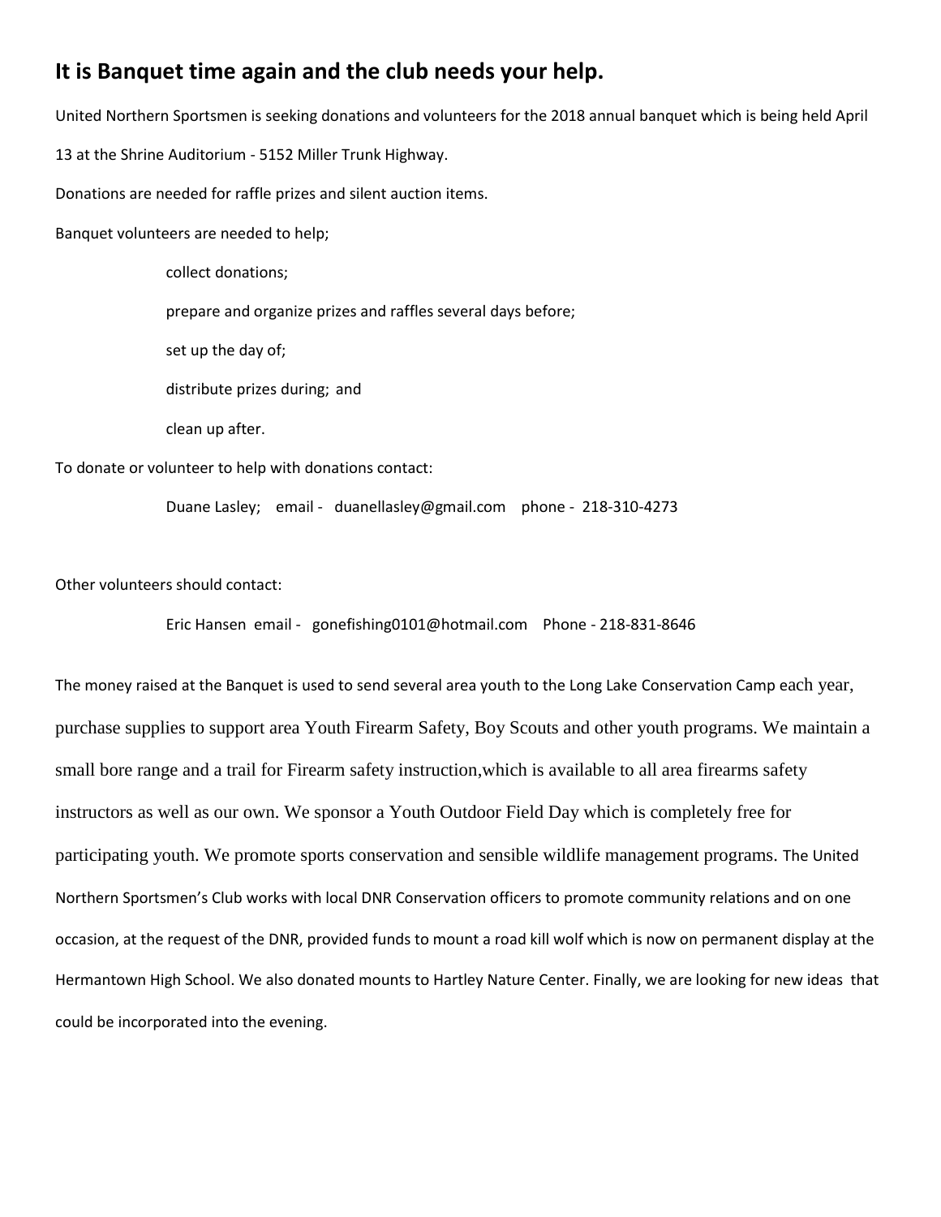## It is Banquet time again and the club needs your help.

United Northern Sportsmen is seeking donations and volunteers for the 2018 annual banquet which is being held April 13 at the Shrine Auditorium - 5152 Miller Trunk Highway.

Donations are needed for raffle prizes and silent auction items.

Banquet volunteers are needed to help;

- collect donations;
- prepare and organize prizes and raffles several days before;
- set up the day of;
- distribute prizes during; and
- clean up after.

To donate or volunteer to help with donations contact:

Duane Lasley; email - duanellasley@gmail.com phone - 218-310-4273

Other volunteers should contact:

Eric Hansen email - gonefishing0101@hotmail.com Phone - 218-831-8646

The money raised at the Banquet is used to send several area youth to the Long Lake Conservation Camp each year, purchase supplies to support area Youth Firearm Safety, Boy Scouts and other youth programs. We maintain a small bore range and a trail for Firearm safety instruction,which is available to all area firearms safety instructors as well as our own. We sponsor a Youth Outdoor Field Day which is completely free for participating youth. We promote sports conservation and sensible wildlife management programs. The United Northern Sportsmen's Club works with local DNR Conservation officers to promote community relations and on one occasion, at the request of the DNR, provided funds to mount a road kill wolf which is now on permanent display at the Hermantown High School. We also donated mounts to Hartley Nature Center. Finally, we are looking for new ideas that could be incorporated into the evening.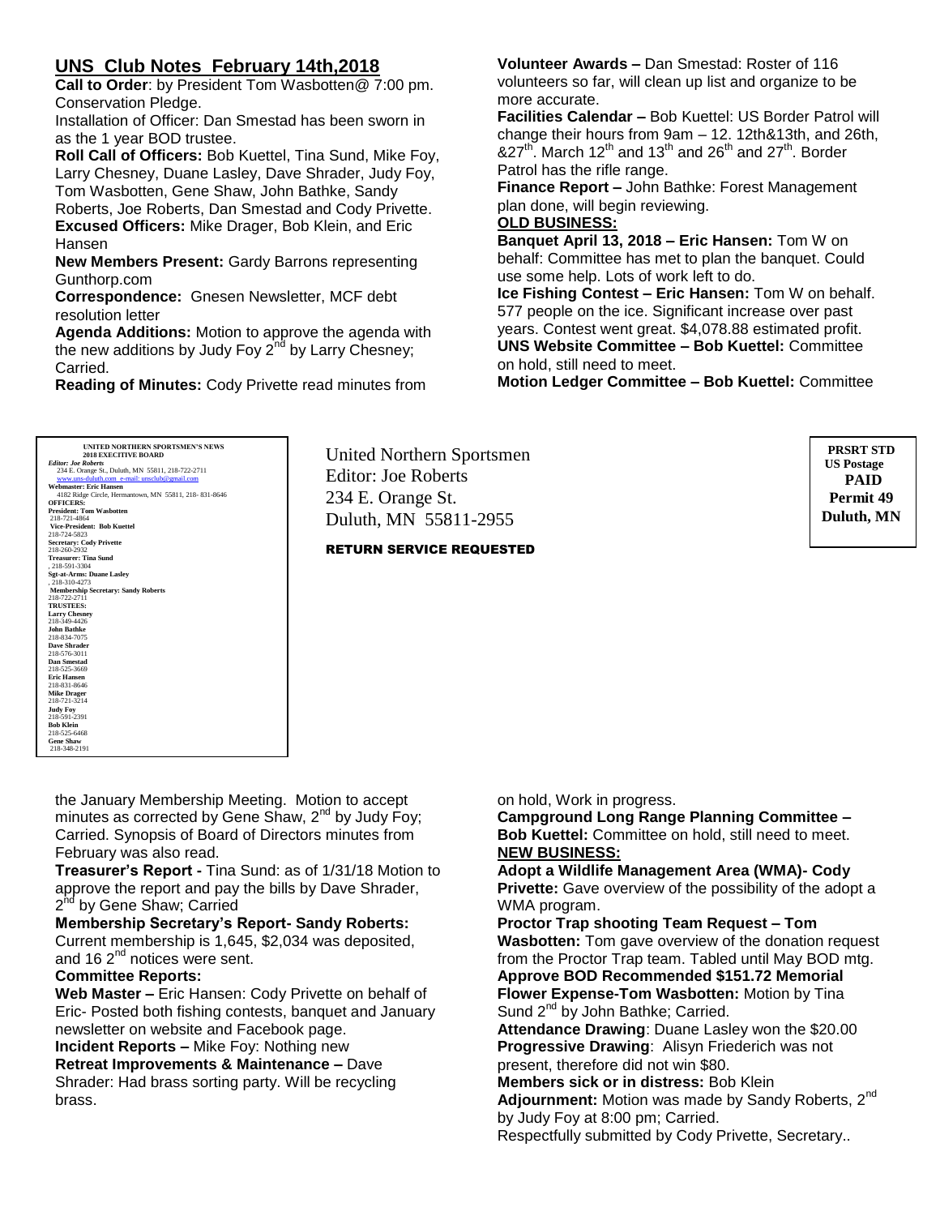## UNS Club Notes February 14th,2018

**Call to Order**: by President Tom Wasbotten@ 7:00 pm. Conservation Pledge.

Installation of Officer: Dan Smestad has been sworn in as the 1 year BOD trustee.

**Roll Call of Officers:** Bob Kuettel, Tina Sund, Mike Foy, Larry Chesney, Duane Lasley, Dave Shrader, Judy Foy, Tom Wasbotten, Gene Shaw, John Bathke, Sandy Roberts, Joe Roberts, Dan Smestad and Cody Privette.

**Excused Officers:** Mike Drager, Bob Klein, and Eric Hansen

**New Members Present:** Gardy Barrons representing Gunthorp.com

**Correspondence:** Gnesen Newsletter, MCF debt resolution letter

**Agenda Additions:** Motion to approve the agenda with the new additions by Judy Foy 2nd by Larry Chesney; Carried.

**Reading of Minutes:** Cody Privette read minutes from the January Membership Meeting. Motion to accept minutes as corrected by Gene Shaw, 2nd by Judy Foy; Carried. Synopsis of Board of Directors minutes from February was also read.

**Treasurer's Report -** Tina Sund: as of 1/31/18 Motion to approve the report and pay the bills by Dave Shrader, 2nd by Gene Shaw; Carried

**Membership Secretary's Report- Sandy Roberts:** Current membership is 1,645, $2,034 was deposited, and 16 2nd notices were sent.

**Committee Reports:**

**Web Master –** Eric Hansen: Cody Privette on behalf of Eric- Posted both fishing contests, banquet and January newsletter on website and Facebook page.

**Incident Reports –** Mike Foy: Nothing new

**Retreat Improvements & Maintenance –** Dave Shrader: Had brass sorting party. Will be recycling brass.

**Volunteer Awards –** Dan Smestad: Roster of 116 volunteers so far, will clean up list and organize to be more accurate.

**Facilities Calendar –** Bob Kuettel: US Border Patrol will change their hours from 9am – 12. 12th&13th, and 26th, &27th. March 12th and 13th and 26th and 27th. Border Patrol has the rifle range.

**Finance Report –** John Bathke: Forest Management plan done, will begin reviewing.

**OLD BUSINESS:**

**Banquet April 13, 2018 – Eric Hansen:** Tom W on behalf: Committee has met to plan the banquet. Could use some help. Lots of work left to do.

**Ice Fishing Contest – Eric Hansen:** Tom W on behalf. 577 people on the ice. Significant increase over past years. Contest went great. $4,078.88 estimated profit.

**UNS Website Committee – Bob Kuettel:** Committee on hold, still need to meet.

**Motion Ledger Committee – Bob Kuettel:** Committee on hold, Work in progress.

**Campground Long Range Planning Committee – Bob Kuettel:** Committee on hold, still need to meet.

**NEW BUSINESS:**

**Adopt a Wildlife Management Area (WMA)- Cody Privette:** Gave overview of the possibility of the adopt a WMA program.

**Proctor Trap shooting Team Request – Tom Wasbotten:** Tom gave overview of the donation request from the Proctor Trap team. Tabled until May BOD mtg.

**Approve BOD Recommended $151.72 Memorial Flower Expense-Tom Wasbotten:** Motion by Tina Sund 2nd by John Bathke; Carried.

**Attendance Drawing**: Duane Lasley won the $20.00

**Progressive Drawing**: Alisyn Friederich was not present, therefore did not win $80.

**Members sick or in distress:** Bob Klein

**Adjournment:** Motion was made by Sandy Roberts, 2nd by Judy Foy at 8:00 pm; Carried.

Respectfully submitted by Cody Privette, Secretary..

**UNITED NORTHERN SPORTSMEN'S NEWS**
**2018 EXECUTIVE BOARD**

***Editor: Joe Roberts***
234 E. Orange St., Duluth, MN 55811, 218-722-2711
www.uns-duluth.com e-mail: unsclub@gmail.com

**Webmaster: Eric Hansen**
4182 Ridge Circle, Hermantown, MN 55811, 218- 831-8646

**OFFICERS:**

**President: Tom Wasbotten**
218-721-4864

**Vice-President: Bob Kuettel**
218-724-5823

**Secretary: Cody Privette**
218-260-2932

**Treasurer: Tina Sund**
, 218-591-3304

**Sgt-at-Arms: Duane Lasley**
, 218-310-4273

**Membership Secretary: Sandy Roberts**
218-722-2711

**TRUSTEES:**

**Larry Chesney**
218-349-4426

**John Bathke**
218-834-7075

**Dave Shrader**
218-576-3011

**Dan Smestad**
218-525-3669

**Eric Hansen**
218-831-8646

**Mike Drager**
218-721-3214

**Judy Foy**
218-591-2391

**Bob Klein**
218-525-6468

**Gene Shaw**
218-348-2191

United Northern Sportsmen
Editor: Joe Roberts
234 E. Orange St.
Duluth, MN 55811-2955

**RETURN SERVICE REQUESTED**

**PRSRT STD**
**US Postage**
**PAID**
**Permit 49**
**Duluth, MN**